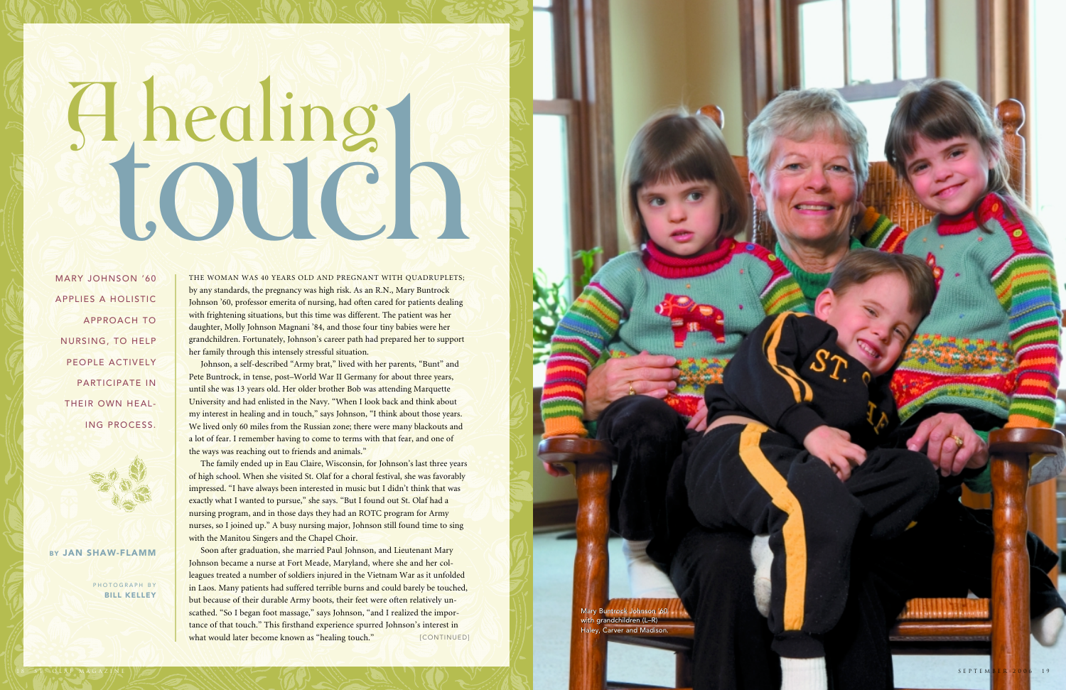# A healing touch

MARY JOHNSON '60 APPLIES A HOLISTIC APPROACH TO NURSING, TO HELP PEOPLE ACTIVELY PARTICIPATE IN THEIR OWN HEALING PROCESS.

BY **JAN SHAW-FLAMM**

PHOTOGRAPH BY **BILL KELLEY**

THE WOMAN WAS 40 YEARS OLD AND PREGNANT WITH QUADRUPLETS; by any standards, the pregnancy was high risk. As an R.N., Mary Buntrock Johnson '60, professor emerita of nursing, had often cared for patients dealing with frightening situations, but this time was different. The patient was her daughter, Molly Johnson Magnani '84, and those four tiny babies were her grandchildren. Fortunately, Johnson's career path had prepared her to support her family through this intensely stressful situation.

Johnson, a self-described "Army brat," lived with her parents, "Bunt" and Pete Buntrock, in tense, post–World War II Germany for about three years, until she was 13 years old. Her older brother Bob was attending Marquette University and had enlisted in the Navy. "When I look back and think about my interest in healing and in touch," says Johnson, "I think about those years. We lived only 60 miles from the Russian zone; there were many blackouts and a lot of fear. I remember having to come to terms with that fear, and one of the ways was reaching out to friends and animals."

The family ended up in Eau Claire, Wisconsin, for Johnson's last three years of high school. When she visited St. Olaf for a choral festival, she was favorably impressed. "I have always been interested in music but I didn't think that was exactly what I wanted to pursue," she says. "But I found out St. Olaf had a nursing program, and in those days they had an ROTC program for Army nurses, so I joined up." A busy nursing major, Johnson still found time to sing with the Manitou Singers and the Chapel Choir.

Soon after graduation, she married Paul Johnson, and Lieutenant Mary Johnson became a nurse at Fort Meade, Maryland, where she and her colleagues treated a number of soldiers injured in the Vietnam War as it unfolded in Laos. Many patients had suffered terrible burns and could barely be touched, but because of their durable Army boots, their feet were often relatively unscathed. "So I began foot massage," says Johnson, "and I realized the importance of that touch." This firsthand experience spurred Johnson's interest in what would later become known as "healing touch." [CONTINUED]

Mary Buntrock Johnson '60 with grandchildren (L–R) Haley, Carver and Madison.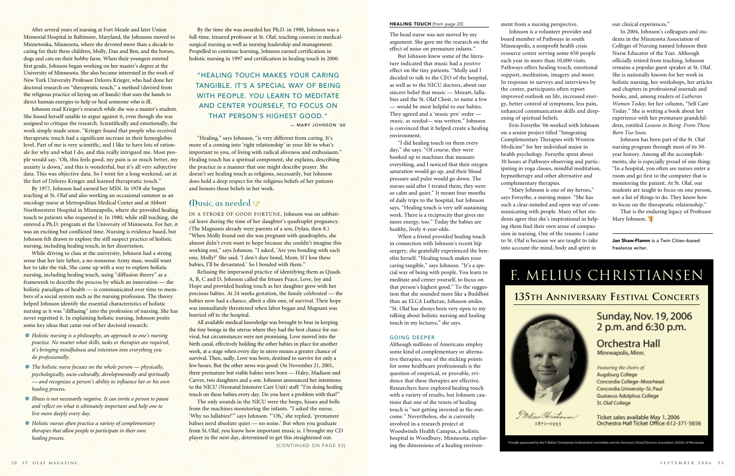After several years of nursing at Fort Meade and later Union Memorial Hospital in Baltimore, Maryland, the Johnsons moved to Minnetonka, Minnesota, where she devoted more than a decade to caring for their three children, Molly, Dan and Ben, and the horses, dogs and cats on their hobby farm. When their youngest entered first grade, Johnson began working on her master's degree at the University of Minnesota. She also became interested in the work of New York University Professor Delores Krieger, who had done her doctoral research on "therapeutic touch," a method (derived from the religious practice of laying on of hands) that uses the hands to direct human energies to help or heal someone who is ill.

Johnson read Krieger's research while she was a master's student. She found herself unable to argue against it, even though she was assigned to critique the research. Scientifically and emotionally, the work simply made sense. "Krieger found that people who received therapeutic touch had a significant increase in their hemoglobin level. Part of me is very scientific, and I like to have lots of rationale for why and what I do, and this really intrigued me. Most people would say, 'Oh, this feels good, my pain is so much better, my anxiety is down,' and this is wonderful, but it's all very subjective data. This was objective data. So I went for a long weekend, sat at the feet of Delores Krieger and learned therapeutic touch."

By 1977, Johnson had earned her MSN. In 1978 she began teaching at St. Olaf and also working an occasional summer as an oncology nurse at Metropolitan Medical Center and at Abbott Northwestern Hospital in Minneapolis, where she provided healing touch to patients who requested it. In 1980, while still teaching, she entered a Ph.D. program at the University of Minnesota. For her, it was an exciting but conflicted time. Nursing is evidence based, but Johnson felt drawn to explore the still suspect practice of holistic nursing, including healing touch, in her dissertation.

While driving to class at the university, Johnson had a strong sense that her late father, a no-nonsense Army man, would want her to take the risk. She came up with a way to explore holistic nursing, including healing touch, using "diffusion theory" as a framework to describe the process by which an innovation — the holistic paradigm of health — is communicated over time to members of a social system such as the nursing profession. The theory helped Johnson identify the essential characteristics of holistic nursing as it was "diffusing" into the profession of nursing. She has never regretted it. In explaining holistic nursing, Johnson posits some key ideas that came out of her doctoral research:

- *Holistic nursing is a philosophy, an approach to one's nursing practice. No matter what skills, tasks or therapies are required, it's bringing mindfulness and intention into everything you do professionally.*
- *The holistic nurse focuses on the whole person — physically, psychologically, socio-culturally, developmentally and spiritually — and recognizes a person's ability to influence her or his own healing process.*
- *Illness is not necessarily negative. It can invite a person to pause and reflect on what is ultimately important and help one to live more deeply every day.*
- *Holistic nurses often practice a variety of complementary therapies that allow people to participate in their own healing process.*

By the time she was awarded her Ph.D. in 1988, Johnson was a full-time, tenured professor at St. Olaf, teaching courses in medical-surgical nursing as well as nursing leadership and management. Propelled to continue learning, Johnson earned certification in holistic nursing in 1997 and certification in healing touch in 2000.

> "HEALING TOUCH MAKES YOUR CARING TANGIBLE. IT'S A SPECIAL WAY OF BEING WITH PEOPLE. YOU LEARN TO MEDITATE AND CENTER YOURSELF, TO FOCUS ON THAT PERSON'S HIGHEST GOOD."
>
> — MARY JOHNSON '60

"Healing," says Johnson, "is very different from curing. It's more of a coming into 'right relationship' in your life to what's important to you, of living with radical aliveness and enthusiasm." Healing touch has a spiritual component, she explains, describing the practice in a manner that one might describe prayer. She doesn't see healing touch as religious, necessarily, but Johnson does hold a deep respect for the religious beliefs of her patients and honors those beliefs in her work.

## Music, as needed

IN A STROKE OF GOOD FORTUNE, Johnson was on sabbatical leave during the time of her daughter's quadruplet pregnancy. (The Magnanis already were parents of a son, Dylan, then 8.) "When Molly found out she was pregnant with quadruplets, she almost didn't even want to hope because she couldn't imagine this working out," says Johnson. "I asked, 'Are you bonding with each one, Molly?' She said, 'I don't dare bond, Mom. If I lose these babies, I'll be devastated.' So I bonded with them."

Refusing the impersonal practice of identifying them as Quads A, B, C and D, Johnson called the fetuses Peace, Love, Joy and Hope and provided healing touch as her daughter grew with her precious babies. At 24 weeks gestation, the family celebrated — the babies now had a chance, albeit a slim one, of survival. Their hope was immediately threatened when labor began and Magnani was hurried off to the hospital.

All available medical knowledge was brought to bear in keeping the tiny beings in the uterus where they had the best chance for survival, but circumstances were not promising. Love moved into the birth canal, effectively holding the other babies in place for another week, at a stage when every day in utero means a greater chance of survival. Then, sadly, Love was born, destined to survive for only a few hours. But the other news was good: On November 21, 2001, three premature but viable babies were born — Haley, Madison and Carver, two daughters and a son. Johnson announced her intentions to the NICU (Neonatal Intensive Care Unit) staff: "I'm doing healing touch on these babies every day. Do you have a problem with that?"

The only sounds in the NICU were the beeps, hisses and bells from the machines monitoring the infants. "I asked the nurse, 'Why no lullabies?'" says Johnson. "'Oh,' she replied, 'premature babies need absolute quiet — no noise.' But when you graduate from St. Olaf, you know how important music is. I brought my CD player in the next day, determined to get this straightened out.

[CONTINUED ON PAGE 53]

**HEALING TOUCH** [from page 20]

The head nurse was not moved by my argument. She gave me the research on the effect of noise on premature infants."

But Johnson knew some of the literature indicated that music had a *positive* effect on the tiny patients. "Molly and I decided to talk to the CEO of the hospital, as well as to the NICU doctors, about our sincere belief that music — Mozart, lullabies and the St. Olaf Choir, to name a few — would be most helpful to our babies. They agreed and a 'music prn' order — *music, as needed*— was written." Johnson is convinced that it helped create a healing environment.

"I did healing touch on them every day," she says. "Of course, they were hooked up to machines that measure everything, and I noticed that their oxygen saturation would go up, and their blood pressure and pulse would go down. The nurses said after I treated them, they were so calm and quiet." It meant four months of daily trips to the hospital, but Johnson says, "Healing touch is very self-sustaining work. There is a reciprocity that gives me more energy, too." Today the babies are healthy, lively 4-year-olds.

When a friend provided healing touch in connection with Johnson's recent hip surgery, she gratefully experienced the benefits herself. "Healing touch makes your caring tangible," says Johnson. "It's a special way of being with people. You learn to meditate and center yourself, to focus on that person's highest good." To the suggestion that she sounded more like a Buddhist than an ELCA Lutheran, Johnson smiles. "St. Olaf has always been very open to my talking about holistic nursing and healing touch in my lectures," she says.

### GOING DEEPER

Although millions of Americans employ some kind of complementary or alternative therapies, one of the sticking points for some healthcare professionals is the question of empirical, or provable, evidence that these therapies are effective. Researchers have explored healing touch with a variety of results, but Johnson cautions that one of the tenets of healing touch is "not getting invested in the outcome." Nevertheless, she is currently involved in a research project at Woodwinds Health Campus, a holistic hospital in Woodbury, Minnesota, exploring the dimensions of a healing environment from a nursing perspective.

Johnson is a volunteer provider and board member of Pathways in south Minneapolis, a nonprofit health crisis resource center serving some 650 people each year in more than 10,000 visits. Pathways offers healing touch, emotional support, meditation, imagery and more. In response to surveys and interviews by the center, participants often report improved outlook on life, increased energy, better control of symptoms, less pain, enhanced communication skills and deepening of spiritual beliefs.

Erin Forsythe '06 worked with Johnson on a senior project titled "Integrating Complementary Therapies with Western Medicine" for her individual major in health psychology. Forsythe spent about 30 hours at Pathways observing and participating in yoga classes, mindful meditation, hypnotherapy and other alternative and complementary therapies.

"Mary Johnson is one of my heroes," says Forsythe, a nursing major. "She has such a clear-minded and open way of communicating with people. Many of her students agree that she's inspirational in helping them find their own sense of compassion in nursing. One of the reasons I came to St. Olaf is because we are taught to take into account the mind, body and spirit in our clinical experiences."

In 2004, Johnson's colleagues and students in the Minnesota Association of Colleges of Nursing named Johnson their Nurse Educator of the Year. Although officially retired from teaching, Johnson remains a popular guest speaker at St. Olaf. She is nationally known for her work in holistic nursing, her workshops, her articles and chapters in professional journals and books, and, among readers of *Lutheran Women Today*, for her column, "Self Care Today." She is writing a book about her experience with her premature grandchildren, entitled *Lessons in Being: From Those Born Too Soon.*

Johnson has been part of the St. Olaf nursing program through most of its 50-year history. Among all the accomplishments, she is especially proud of one thing: "In a hospital, you often see nurses enter a room and go first to the computer that is monitoring the patient. At St. Olaf, our students are taught to focus on one person, not a list of things to do. They know how to focus on the therapeutic relationship."

That is the enduring legacy of Professor Mary Johnson.

**Jan Shaw-Flamm** is a Twin Cities–based freelance writer.

# F. MELIUS CHRISTIANSEN

## 135TH ANNIVERSARY FESTIVAL CONCERTS

Sunday, Nov. 19, 2006
2 p.m. and 6:30 p.m.

Orchestra Hall
Minneapolis, Minn.

*Featuring the choirs of*
Augsburg College
Concordia College–Moorhead
Concordia University–St. Paul
Gustavus Adolphus College
St. Olaf College

F. Melius Christiansen
1871–1955

Ticket sales available May 1, 2006
Orchestra Hall Ticket Office: 612-371-5656

Proudly sponsored by the F. Melius Christiansen Endowment Committee and the American Choral Directors Association (ACDA) of Minnesota